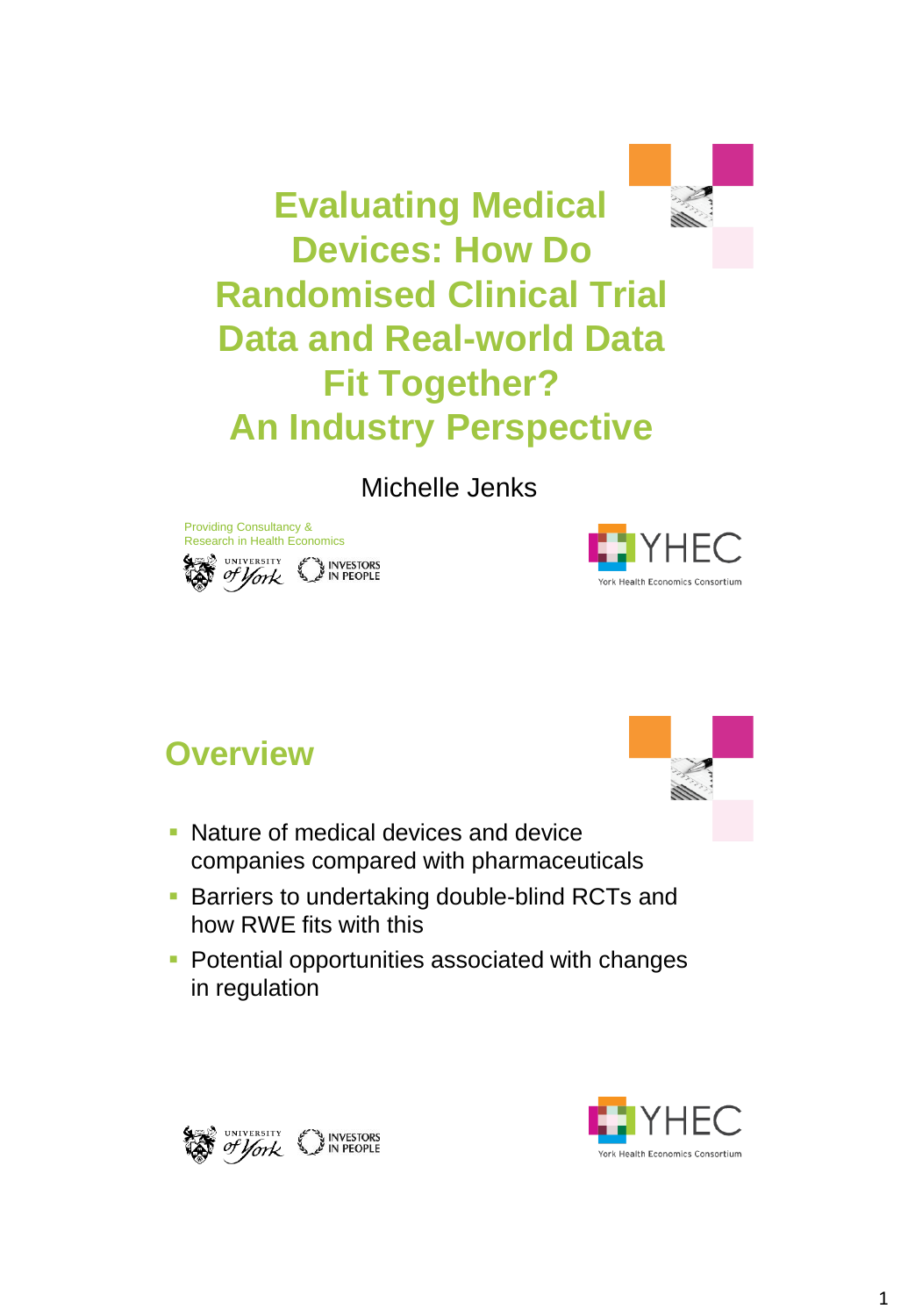# Evaluating Medical Devices: How Do Randomised Clinical Trial Data and Real-world Data Fit Together? An Industry Perspective

Michelle Jenks

Providing Consultancy & Research in Health Economics

UNIVERSITY of York — INVESTORS IN PEOPLE

YHEC — York Health Economics Consortium

## Overview

- Nature of medical devices and device companies compared with pharmaceuticals
- Barriers to undertaking double-blind RCTs and how RWE fits with this
- Potential opportunities associated with changes in regulation

UNIVERSITY of York — INVESTORS IN PEOPLE

YHEC — York Health Economics Consortium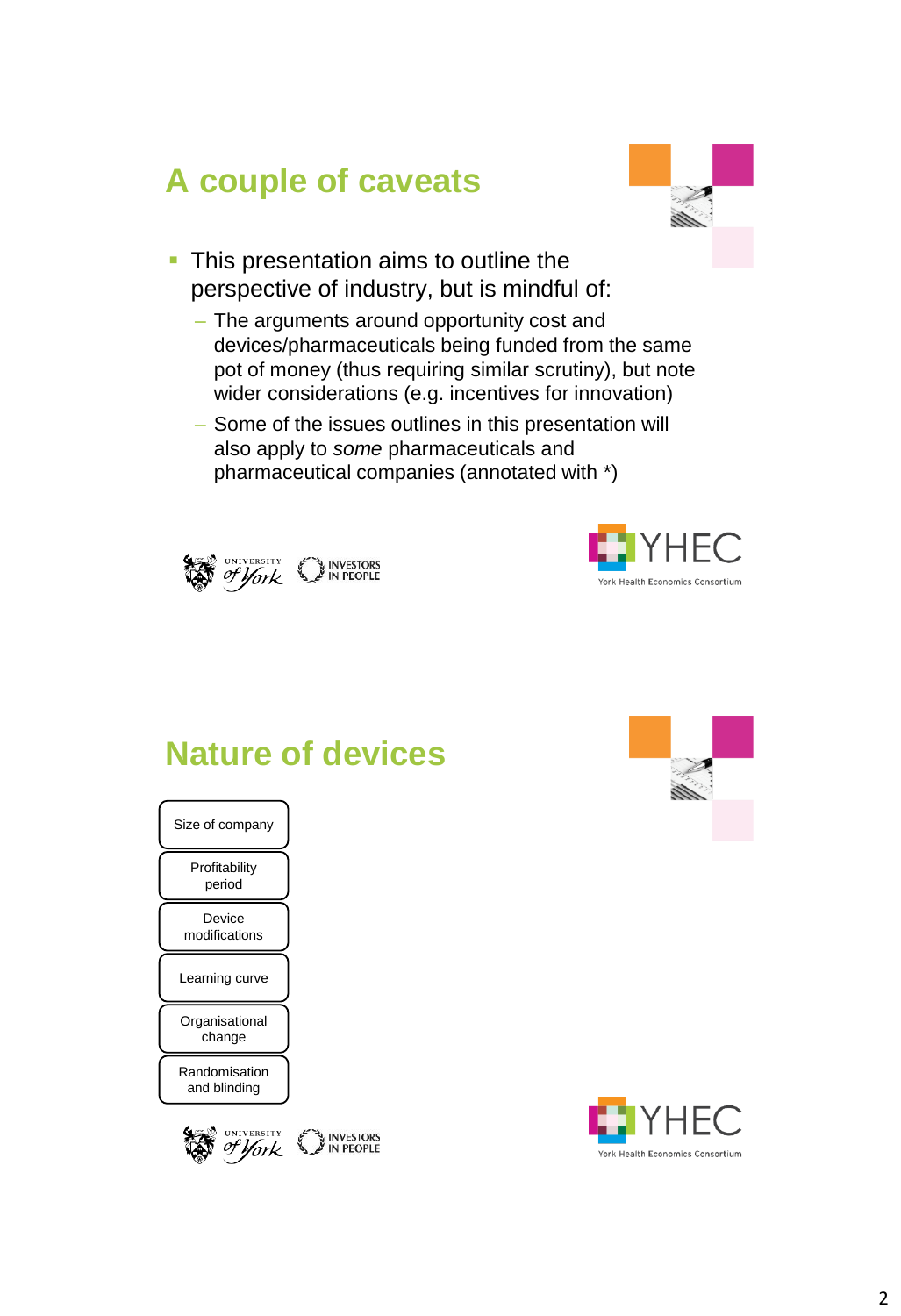## A couple of caveats

- This presentation aims to outline the perspective of industry, but is mindful of:
  - The arguments around opportunity cost and devices/pharmaceuticals being funded from the same pot of money (thus requiring similar scrutiny), but note wider considerations (e.g. incentives for innovation)
  - Some of the issues outlines in this presentation will also apply to *some* pharmaceuticals and pharmaceutical companies (annotated with *)

## Nature of devices

- Size of company
- Profitability period
- Device modifications
- Learning curve
- Organisational change
- Randomisation and blinding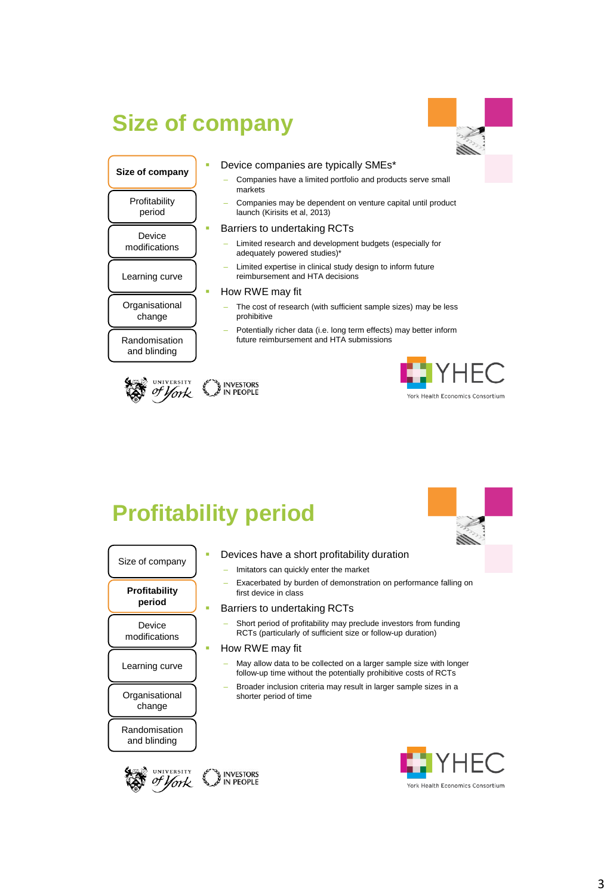# Size of company

- Size of company
- Profitability period
- Device modifications
- Learning curve
- Organisational change
- Randomisation and blinding

- Device companies are typically SMEs*
  - Companies have a limited portfolio and products serve small markets
  - Companies may be dependent on venture capital until product launch (Kirisits et al, 2013)
- Barriers to undertaking RCTs
  - Limited research and development budgets (especially for adequately powered studies)*
  - Limited expertise in clinical study design to inform future reimbursement and HTA decisions
- How RWE may fit
  - The cost of research (with sufficient sample sizes) may be less prohibitive
  - Potentially richer data (i.e. long term effects) may better inform future reimbursement and HTA submissions

University of York | Investors in People | YHEC York Health Economics Consortium

# Profitability period

- Size of company
- Profitability period
- Device modifications
- Learning curve
- Organisational change
- Randomisation and blinding

- Devices have a short profitability duration
  - Imitators can quickly enter the market
  - Exacerbated by burden of demonstration on performance falling on first device in class
- Barriers to undertaking RCTs
  - Short period of profitability may preclude investors from funding RCTs (particularly of sufficient size or follow-up duration)
- How RWE may fit
  - May allow data to be collected on a larger sample size with longer follow-up time without the potentially prohibitive costs of RCTs
  - Broader inclusion criteria may result in larger sample sizes in a shorter period of time

University of York | Investors in People | YHEC York Health Economics Consortium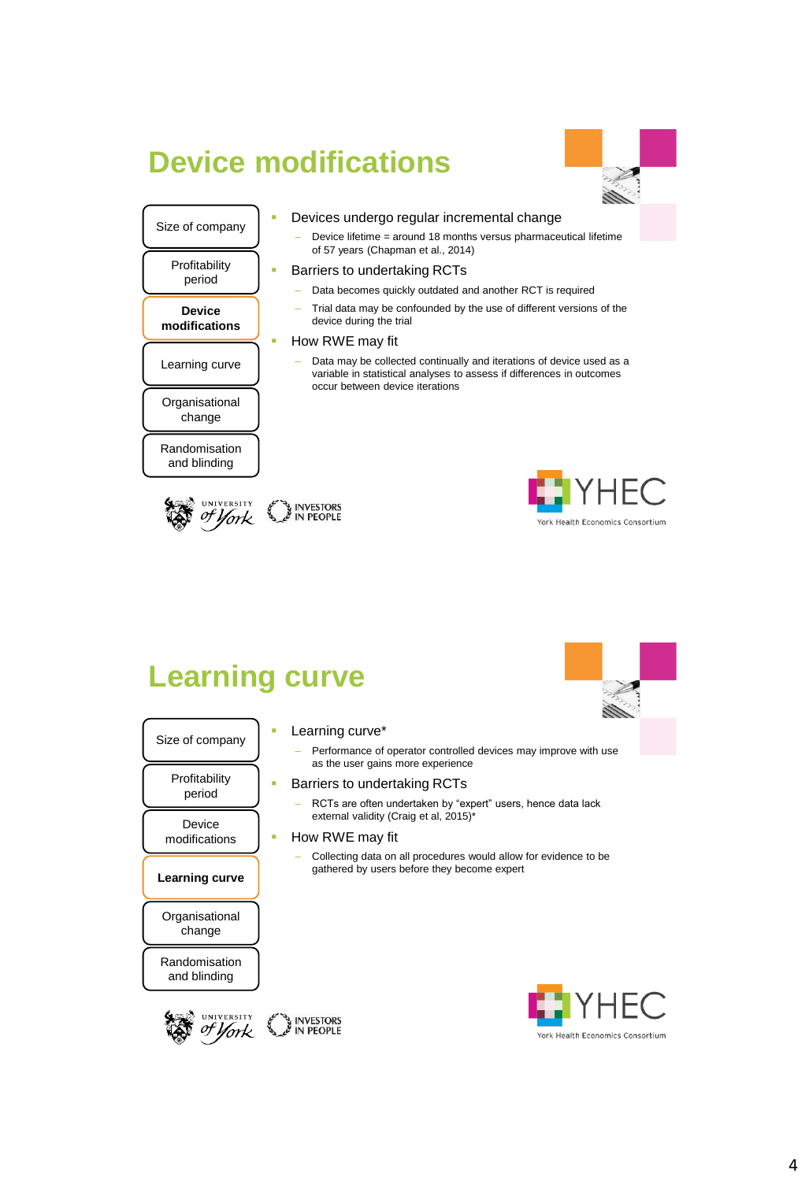# Device modifications

- Size of company
- Profitability period
- **Device modifications**
- Learning curve
- Organisational change
- Randomisation and blinding

- Devices undergo regular incremental change
  - Device lifetime = around 18 months versus pharmaceutical lifetime of 57 years (Chapman et al., 2014)
- Barriers to undertaking RCTs
  - Data becomes quickly outdated and another RCT is required
  - Trial data may be confounded by the use of different versions of the device during the trial
- How RWE may fit
  - Data may be collected continually and iterations of device used as a variable in statistical analyses to assess if differences in outcomes occur between device iterations

UNIVERSITY of York | INVESTORS IN PEOPLE | YHEC York Health Economics Consortium

# Learning curve

- Size of company
- Profitability period
- Device modifications
- **Learning curve**
- Organisational change
- Randomisation and blinding

- Learning curve*
  - Performance of operator controlled devices may improve with use as the user gains more experience
- Barriers to undertaking RCTs
  - RCTs are often undertaken by "expert" users, hence data lack external validity (Craig et al, 2015)*
- How RWE may fit
  - Collecting data on all procedures would allow for evidence to be gathered by users before they become expert

UNIVERSITY of York | INVESTORS IN PEOPLE | YHEC York Health Economics Consortium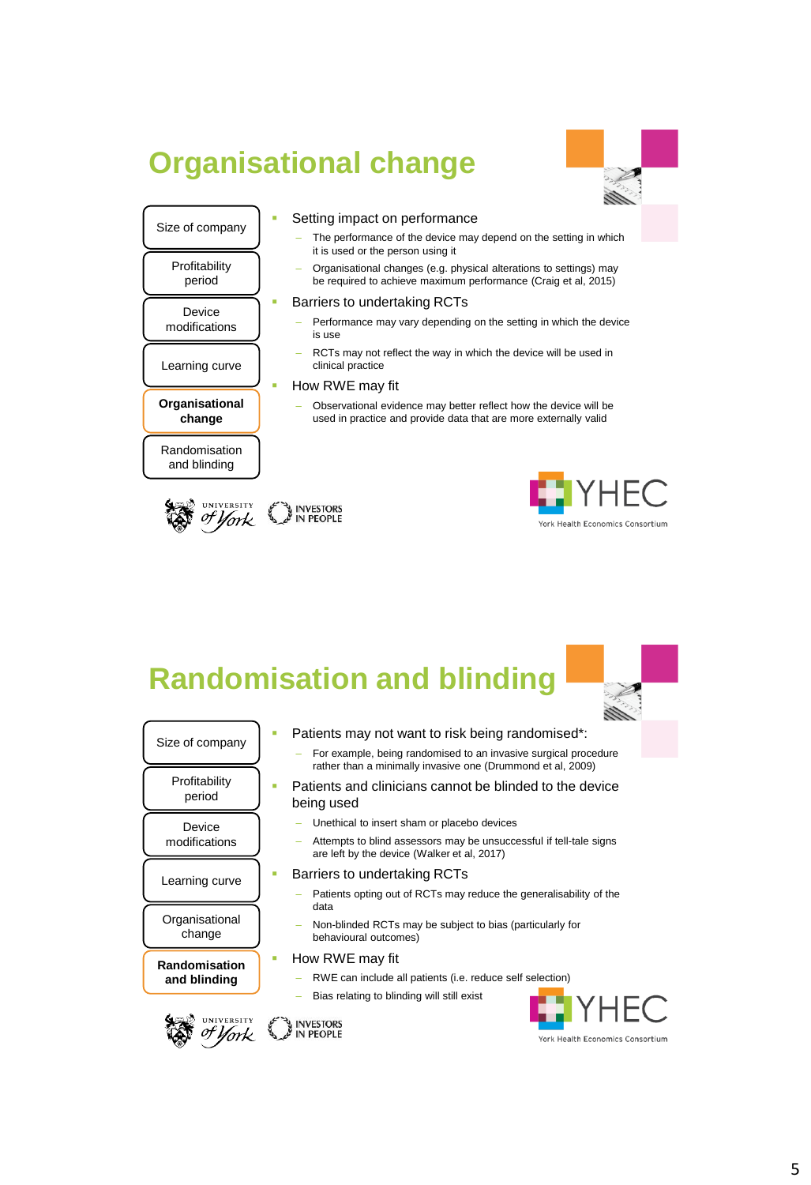# Organisational change

- Size of company
- Profitability period
- Device modifications
- Learning curve
- **Organisational change**
- Randomisation and blinding

- Setting impact on performance
  - The performance of the device may depend on the setting in which it is used or the person using it
  - Organisational changes (e.g. physical alterations to settings) may be required to achieve maximum performance (Craig et al, 2015)
- Barriers to undertaking RCTs
  - Performance may vary depending on the setting in which the device is use
  - RCTs may not reflect the way in which the device will be used in clinical practice
- How RWE may fit
  - Observational evidence may better reflect how the device will be used in practice and provide data that are more externally valid

UNIVERSITY of York | INVESTORS IN PEOPLE | YHEC York Health Economics Consortium

# Randomisation and blinding

- Size of company
- Profitability period
- Device modifications
- Learning curve
- Organisational change
- **Randomisation and blinding**

- Patients may not want to risk being randomised*:
  - For example, being randomised to an invasive surgical procedure rather than a minimally invasive one (Drummond et al, 2009)
- Patients and clinicians cannot be blinded to the device being used
  - Unethical to insert sham or placebo devices
  - Attempts to blind assessors may be unsuccessful if tell-tale signs are left by the device (Walker et al, 2017)
- Barriers to undertaking RCTs
  - Patients opting out of RCTs may reduce the generalisability of the data
  - Non-blinded RCTs may be subject to bias (particularly for behavioural outcomes)
- How RWE may fit
  - RWE can include all patients (i.e. reduce self selection)
  - Bias relating to blinding will still exist

UNIVERSITY of York | INVESTORS IN PEOPLE | YHEC York Health Economics Consortium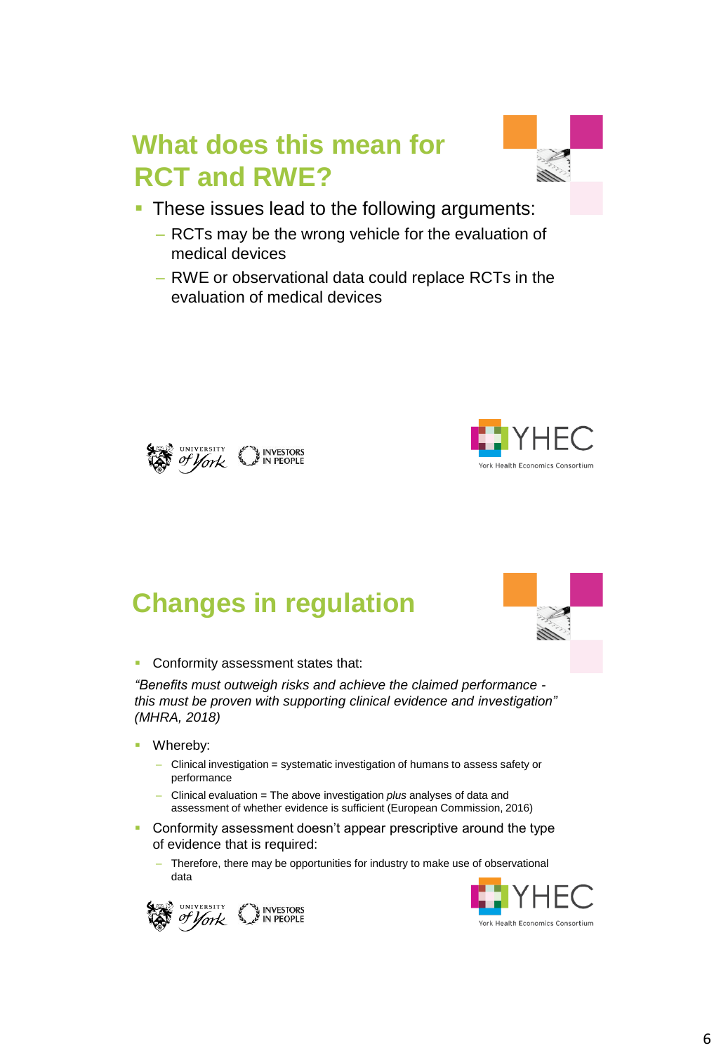## What does this mean for RCT and RWE?

- These issues lead to the following arguments:
  - RCTs may be the wrong vehicle for the evaluation of medical devices
  - RWE or observational data could replace RCTs in the evaluation of medical devices

## Changes in regulation

- Conformity assessment states that:

*"Benefits must outweigh risks and achieve the claimed performance - this must be proven with supporting clinical evidence and investigation" (MHRA, 2018)*

- Whereby:
  - Clinical investigation = systematic investigation of humans to assess safety or performance
  - Clinical evaluation = The above investigation *plus* analyses of data and assessment of whether evidence is sufficient (European Commission, 2016)
- Conformity assessment doesn't appear prescriptive around the type of evidence that is required:
  - Therefore, there may be opportunities for industry to make use of observational data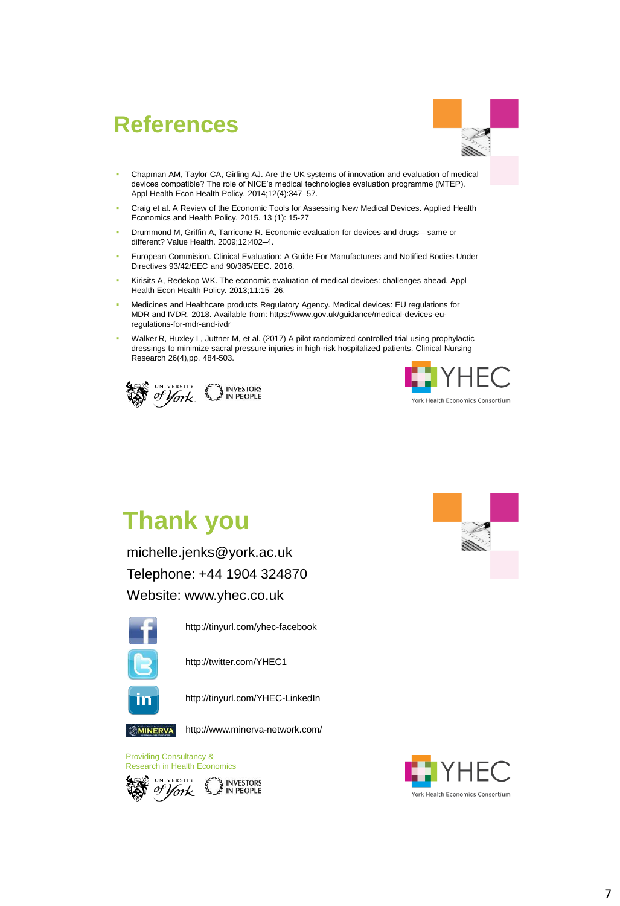# References

- Chapman AM, Taylor CA, Girling AJ. Are the UK systems of innovation and evaluation of medical devices compatible? The role of NICE's medical technologies evaluation programme (MTEP). Appl Health Econ Health Policy. 2014;12(4):347–57.
- Craig et al. A Review of the Economic Tools for Assessing New Medical Devices. Applied Health Economics and Health Policy. 2015. 13 (1): 15-27
- Drummond M, Griffin A, Tarricone R. Economic evaluation for devices and drugs—same or different? Value Health. 2009;12:402–4.
- European Commision. Clinical Evaluation: A Guide For Manufacturers and Notified Bodies Under Directives 93/42/EEC and 90/385/EEC. 2016.
- Kirisits A, Redekop WK. The economic evaluation of medical devices: challenges ahead. Appl Health Econ Health Policy. 2013;11:15–26.
- Medicines and Healthcare products Regulatory Agency. Medical devices: EU regulations for MDR and IVDR. 2018. Available from: https://www.gov.uk/guidance/medical-devices-eu-regulations-for-mdr-and-ivdr
- Walker R, Huxley L, Juttner M, et al. (2017) A pilot randomized controlled trial using prophylactic dressings to minimize sacral pressure injuries in high-risk hospitalized patients. Clinical Nursing Research 26(4),pp. 484-503.

University of York — Investors in People

YHEC — York Health Economics Consortium

# Thank you

michelle.jenks@york.ac.uk

Telephone: +44 1904 324870

Website: www.yhec.co.uk

http://tinyurl.com/yhec-facebook

http://twitter.com/YHEC1

http://tinyurl.com/YHEC-LinkedIn

MINERVA http://www.minerva-network.com/

Providing Consultancy & Research in Health Economics

University of York — Investors in People

YHEC — York Health Economics Consortium